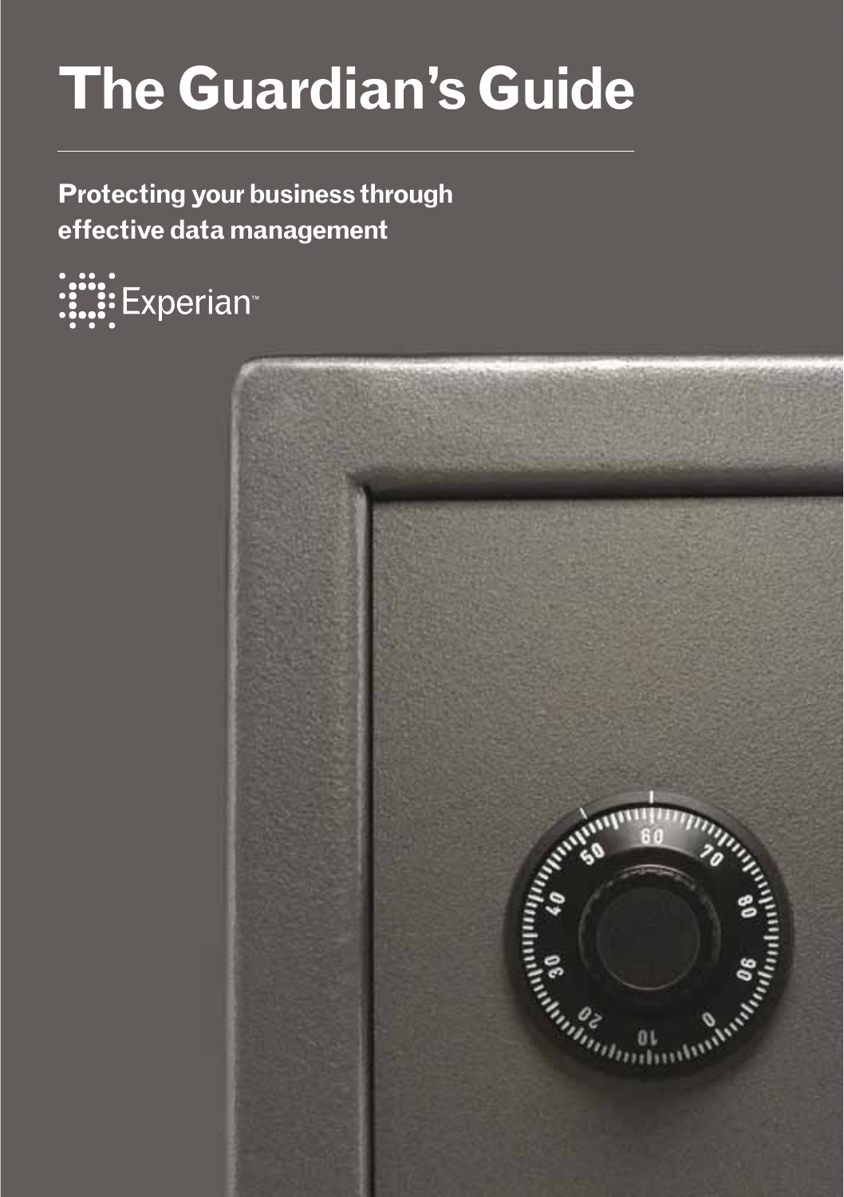# The Guardian's Guide

## Protecting your business through effective data management

Experian™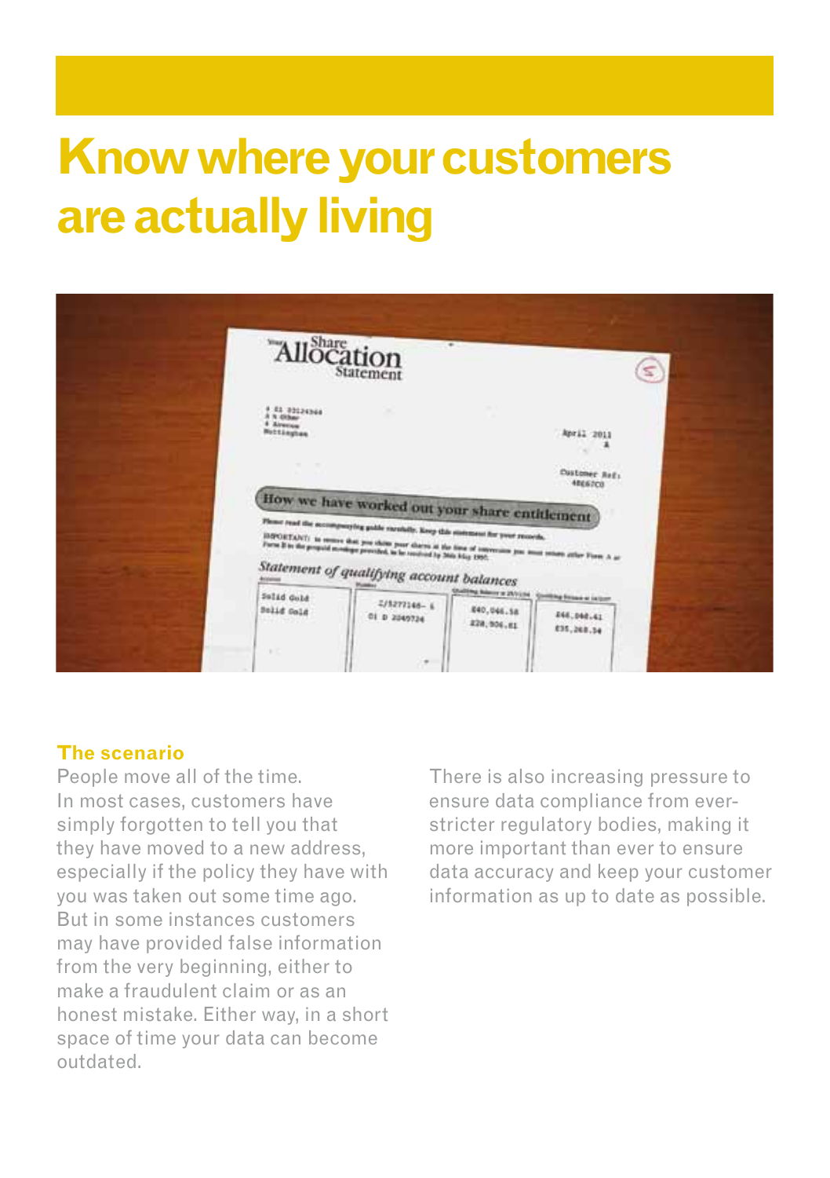# Know where your customers are actually living

### The scenario

People move all of the time. In most cases, customers have simply forgotten to tell you that they have moved to a new address, especially if the policy they have with you was taken out some time ago. But in some instances customers may have provided false information from the very beginning, either to make a fraudulent claim or as an honest mistake. Either way, in a short space of time your data can become outdated.

There is also increasing pressure to ensure data compliance from ever-stricter regulatory bodies, making it more important than ever to ensure data accuracy and keep your customer information as up to date as possible.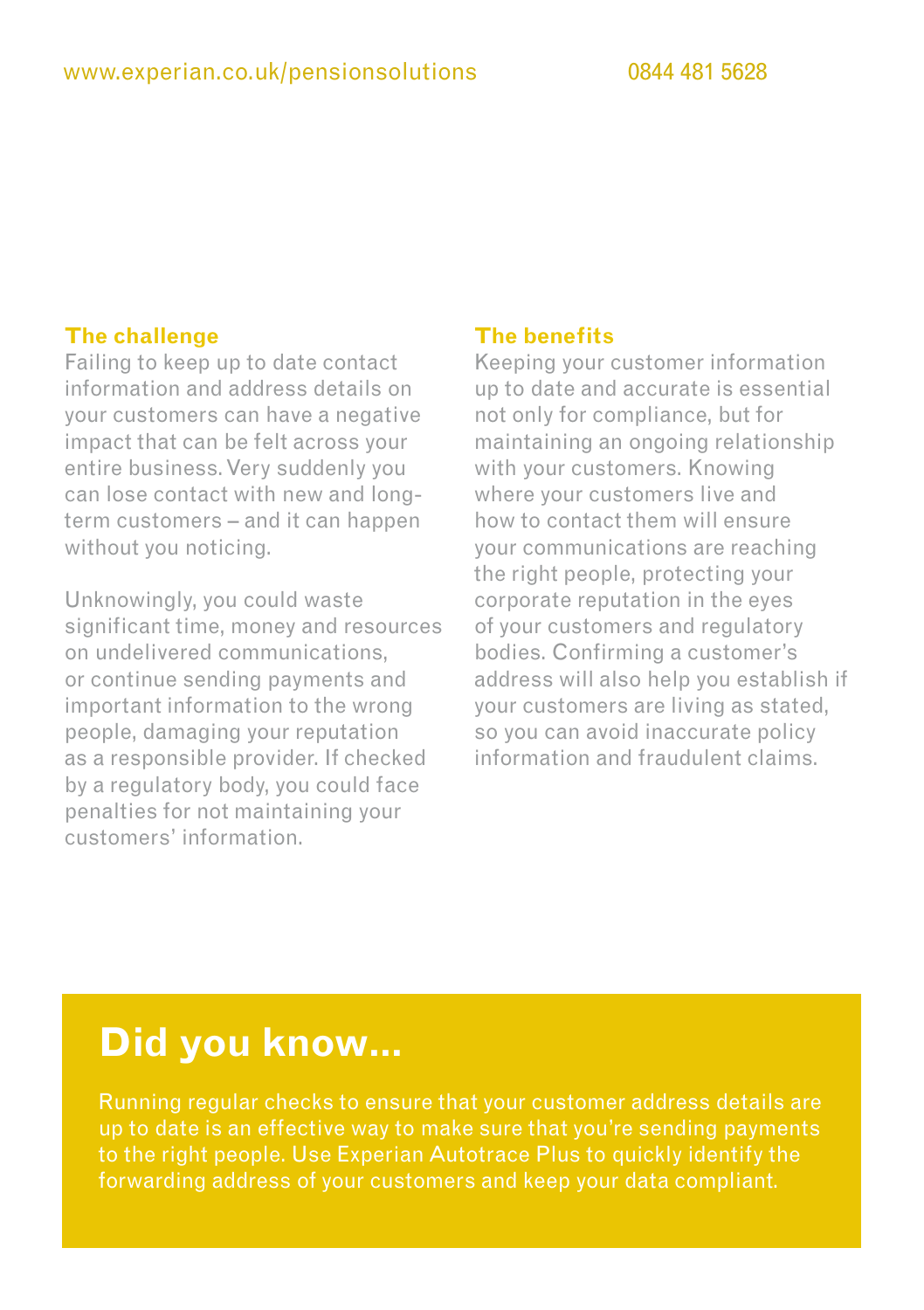### The challenge

Failing to keep up to date contact information and address details on your customers can have a negative impact that can be felt across your entire business. Very suddenly you can lose contact with new and long-term customers – and it can happen without you noticing.

Unknowingly, you could waste significant time, money and resources on undelivered communications, or continue sending payments and important information to the wrong people, damaging your reputation as a responsible provider. If checked by a regulatory body, you could face penalties for not maintaining your customers' information.

### The benefits

Keeping your customer information up to date and accurate is essential not only for compliance, but for maintaining an ongoing relationship with your customers. Knowing where your customers live and how to contact them will ensure your communications are reaching the right people, protecting your corporate reputation in the eyes of your customers and regulatory bodies. Confirming a customer's address will also help you establish if your customers are living as stated, so you can avoid inaccurate policy information and fraudulent claims.

## Did you know...

Running regular checks to ensure that your customer address details are up to date is an effective way to make sure that you're sending payments to the right people. Use Experian Autotrace Plus to quickly identify the forwarding address of your customers and keep your data compliant.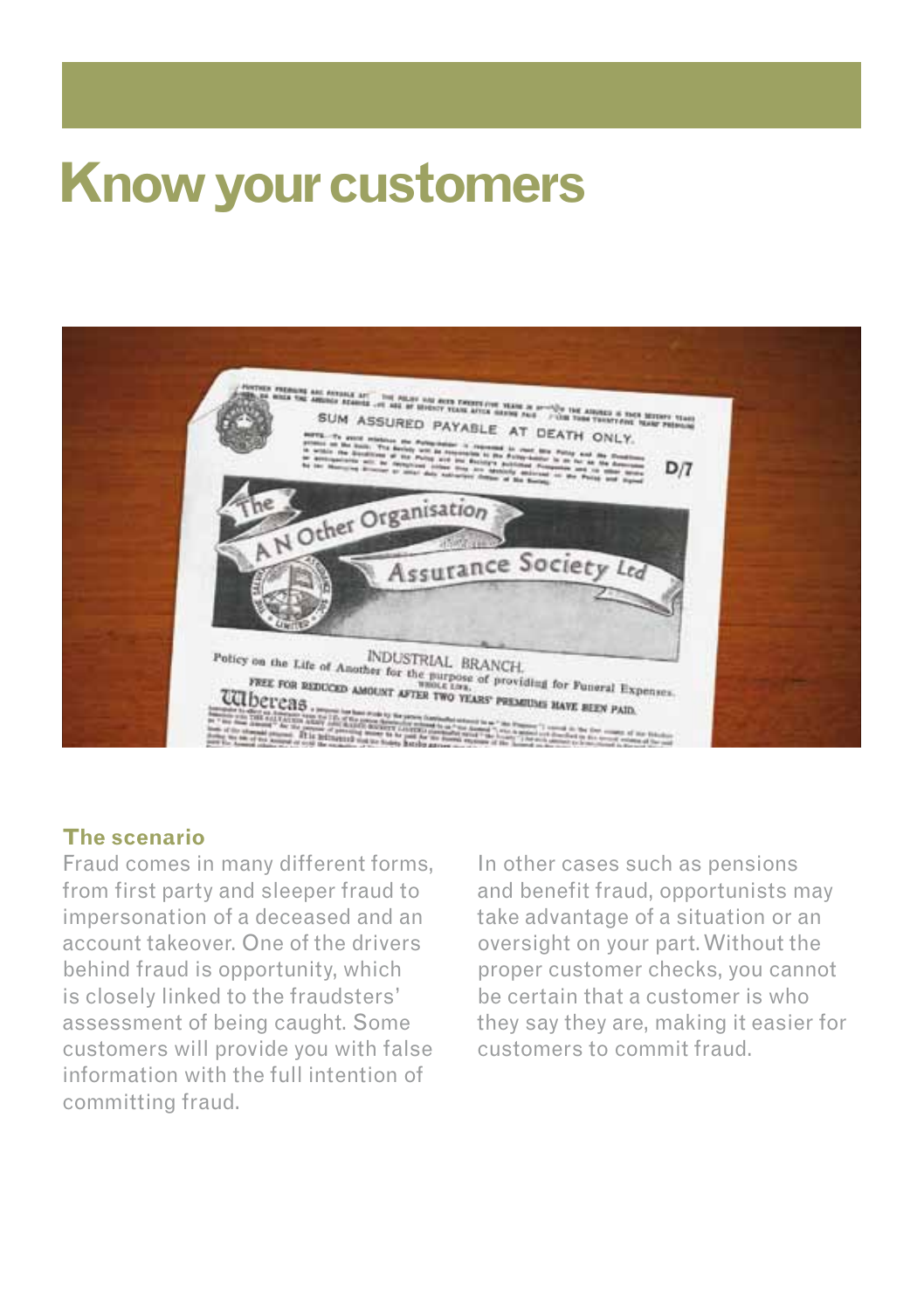# Know your customers

### The scenario

Fraud comes in many different forms, from first party and sleeper fraud to impersonation of a deceased and an account takeover. One of the drivers behind fraud is opportunity, which is closely linked to the fraudsters' assessment of being caught. Some customers will provide you with false information with the full intention of committing fraud.

In other cases such as pensions and benefit fraud, opportunists may take advantage of a situation or an oversight on your part. Without the proper customer checks, you cannot be certain that a customer is who they say they are, making it easier for customers to commit fraud.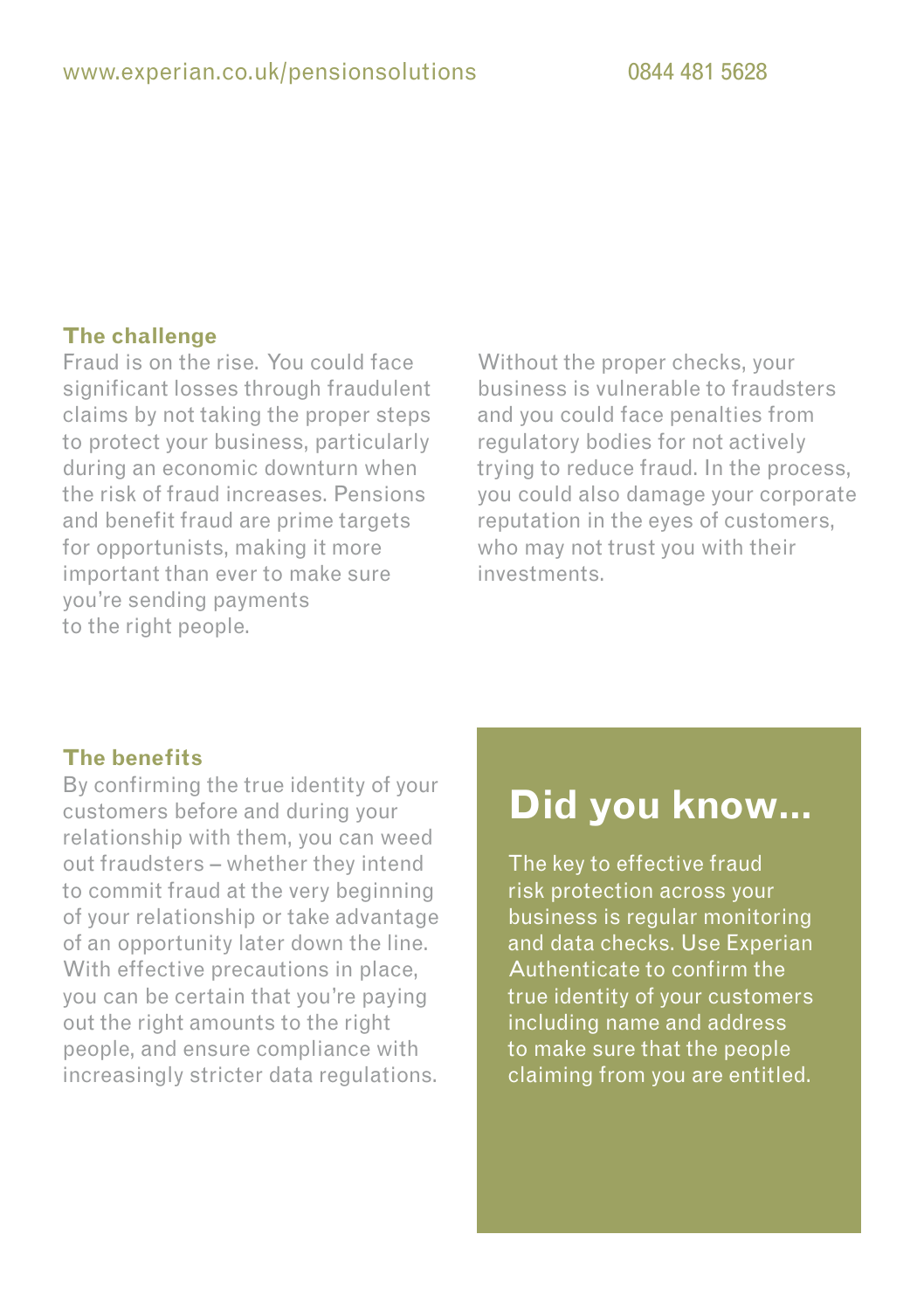## The challenge

Fraud is on the rise. You could face significant losses through fraudulent claims by not taking the proper steps to protect your business, particularly during an economic downturn when the risk of fraud increases. Pensions and benefit fraud are prime targets for opportunists, making it more important than ever to make sure you're sending payments to the right people.

Without the proper checks, your business is vulnerable to fraudsters and you could face penalties from regulatory bodies for not actively trying to reduce fraud. In the process, you could also damage your corporate reputation in the eyes of customers, who may not trust you with their investments.

## The benefits

By confirming the true identity of your customers before and during your relationship with them, you can weed out fraudsters – whether they intend to commit fraud at the very beginning of your relationship or take advantage of an opportunity later down the line. With effective precautions in place, you can be certain that you're paying out the right amounts to the right people, and ensure compliance with increasingly stricter data regulations.

## Did you know...

The key to effective fraud risk protection across your business is regular monitoring and data checks. Use Experian Authenticate to confirm the true identity of your customers including name and address to make sure that the people claiming from you are entitled.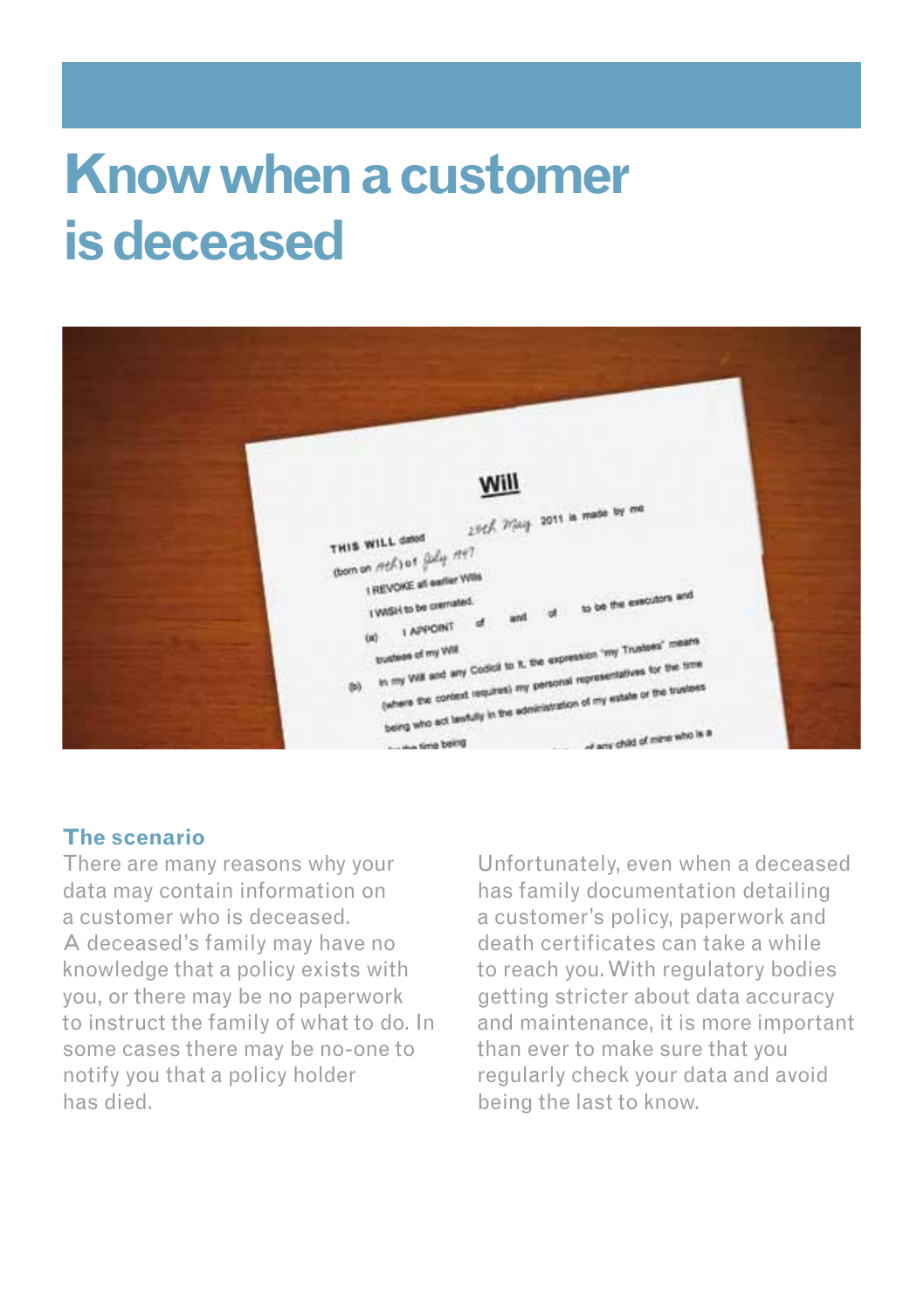# Know when a customer is deceased

### The scenario

There are many reasons why your data may contain information on a customer who is deceased. A deceased's family may have no knowledge that a policy exists with you, or there may be no paperwork to instruct the family of what to do. In some cases there may be no-one to notify you that a policy holder has died.

Unfortunately, even when a deceased has family documentation detailing a customer's policy, paperwork and death certificates can take a while to reach you. With regulatory bodies getting stricter about data accuracy and maintenance, it is more important than ever to make sure that you regularly check your data and avoid being the last to know.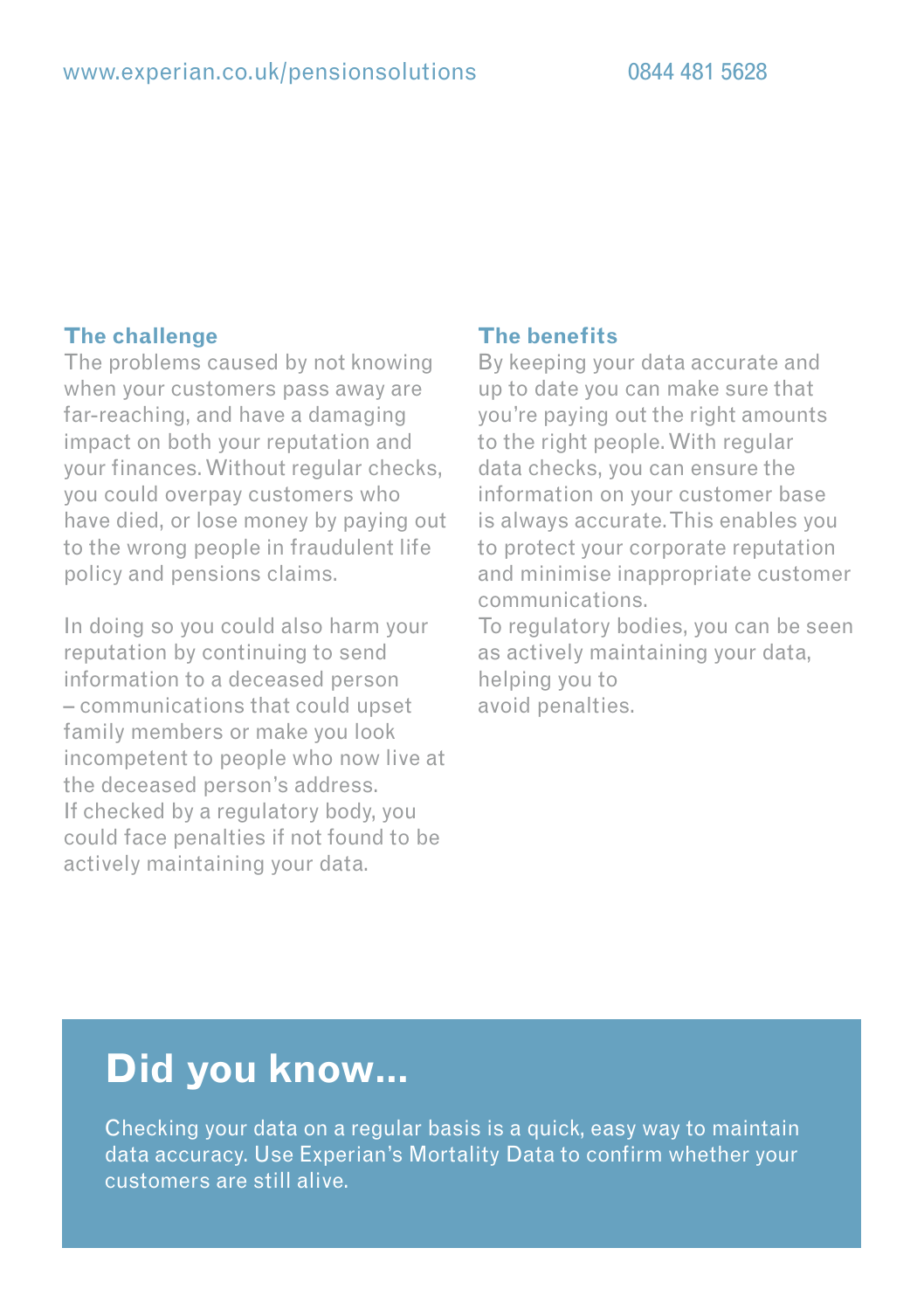## The challenge

The problems caused by not knowing when your customers pass away are far-reaching, and have a damaging impact on both your reputation and your finances. Without regular checks, you could overpay customers who have died, or lose money by paying out to the wrong people in fraudulent life policy and pensions claims.

In doing so you could also harm your reputation by continuing to send information to a deceased person – communications that could upset family members or make you look incompetent to people who now live at the deceased person's address. If checked by a regulatory body, you could face penalties if not found to be actively maintaining your data.

## The benefits

By keeping your data accurate and up to date you can make sure that you're paying out the right amounts to the right people. With regular data checks, you can ensure the information on your customer base is always accurate. This enables you to protect your corporate reputation and minimise inappropriate customer communications.
To regulatory bodies, you can be seen as actively maintaining your data, helping you to avoid penalties.

## Did you know...

Checking your data on a regular basis is a quick, easy way to maintain data accuracy. Use Experian's Mortality Data to confirm whether your customers are still alive.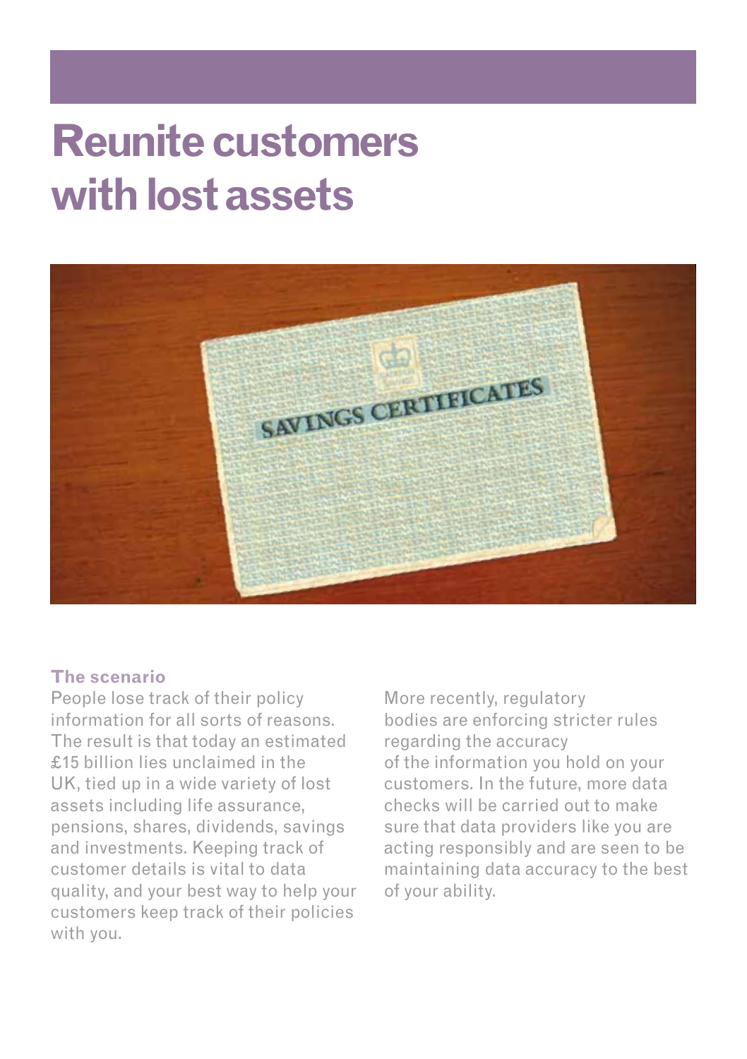# Reunite customers with lost assets

### The scenario

People lose track of their policy information for all sorts of reasons. The result is that today an estimated £15 billion lies unclaimed in the UK, tied up in a wide variety of lost assets including life assurance, pensions, shares, dividends, savings and investments. Keeping track of customer details is vital to data quality, and your best way to help your customers keep track of their policies with you.

More recently, regulatory bodies are enforcing stricter rules regarding the accuracy of the information you hold on your customers. In the future, more data checks will be carried out to make sure that data providers like you are acting responsibly and are seen to be maintaining data accuracy to the best of your ability.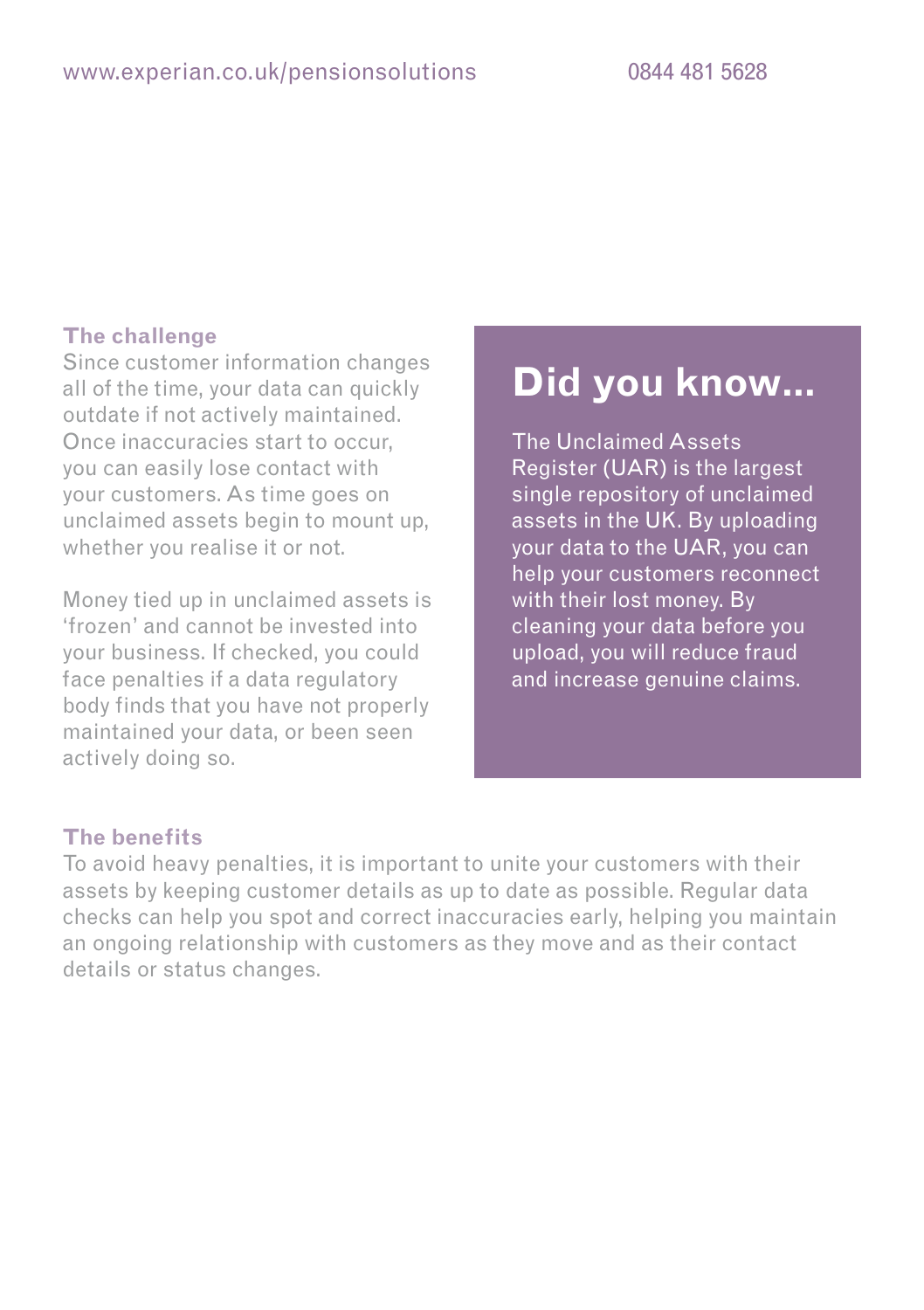## The challenge

Since customer information changes all of the time, your data can quickly outdate if not actively maintained. Once inaccuracies start to occur, you can easily lose contact with your customers. As time goes on unclaimed assets begin to mount up, whether you realise it or not.

Money tied up in unclaimed assets is 'frozen' and cannot be invested into your business. If checked, you could face penalties if a data regulatory body finds that you have not properly maintained your data, or been seen actively doing so.

## Did you know...

The Unclaimed Assets Register (UAR) is the largest single repository of unclaimed assets in the UK. By uploading your data to the UAR, you can help your customers reconnect with their lost money. By cleaning your data before you upload, you will reduce fraud and increase genuine claims.

## The benefits

To avoid heavy penalties, it is important to unite your customers with their assets by keeping customer details as up to date as possible. Regular data checks can help you spot and correct inaccuracies early, helping you maintain an ongoing relationship with customers as they move and as their contact details or status changes.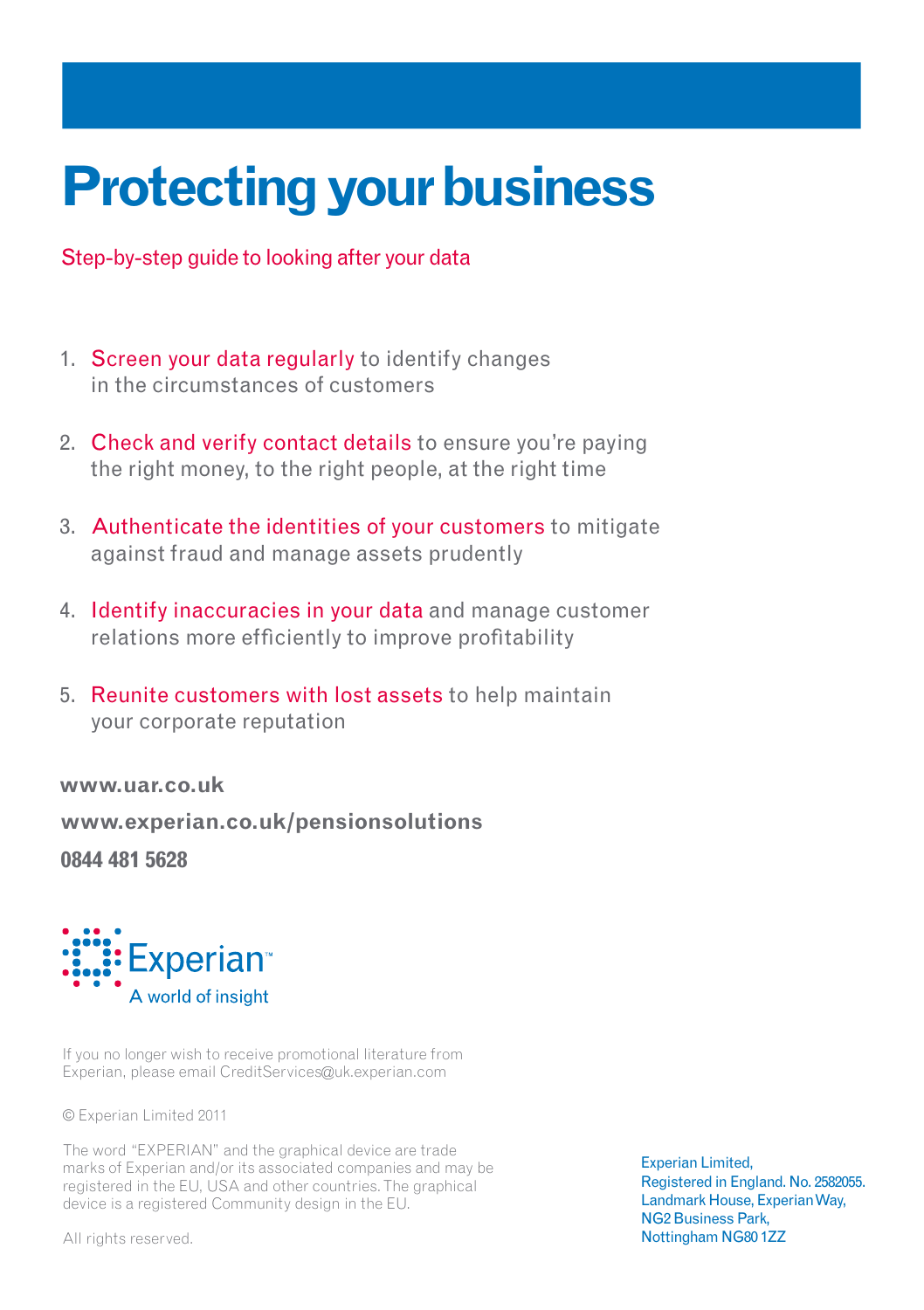# Protecting your business

Step-by-step guide to looking after your data

1. Screen your data regularly to identify changes in the circumstances of customers
2. Check and verify contact details to ensure you're paying the right money, to the right people, at the right time
3. Authenticate the identities of your customers to mitigate against fraud and manage assets prudently
4. Identify inaccuracies in your data and manage customer relations more efficiently to improve profitability
5. Reunite customers with lost assets to help maintain your corporate reputation

**www.uar.co.uk**

**www.experian.co.uk/pensionsolutions**

**0844 481 5628**

Experian™
A world of insight

If you no longer wish to receive promotional literature from Experian, please email CreditServices@uk.experian.com

© Experian Limited 2011

The word "EXPERIAN" and the graphical device are trade marks of Experian and/or its associated companies and may be registered in the EU, USA and other countries. The graphical device is a registered Community design in the EU.

All rights reserved.

Experian Limited,
Registered in England. No. 2582055.
Landmark House, Experian Way,
NG2 Business Park,
Nottingham NG80 1ZZ